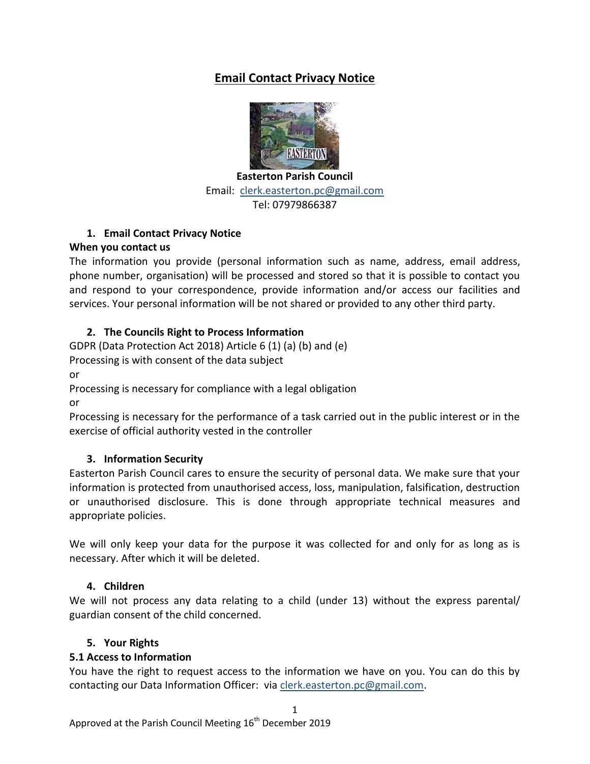# Email Contact Privacy Notice

**Easterton Parish Council**
Email: clerk.easterton.pc@gmail.com
Tel: 07979866387

## 1. Email Contact Privacy Notice

**When you contact us**

The information you provide (personal information such as name, address, email address, phone number, organisation) will be processed and stored so that it is possible to contact you and respond to your correspondence, provide information and/or access our facilities and services. Your personal information will be not shared or provided to any other third party.

## 2. The Councils Right to Process Information

GDPR (Data Protection Act 2018) Article 6 (1) (a) (b) and (e)

Processing is with consent of the data subject

or

Processing is necessary for compliance with a legal obligation

or

Processing is necessary for the performance of a task carried out in the public interest or in the exercise of official authority vested in the controller

## 3. Information Security

Easterton Parish Council cares to ensure the security of personal data. We make sure that your information is protected from unauthorised access, loss, manipulation, falsification, destruction or unauthorised disclosure. This is done through appropriate technical measures and appropriate policies.

We will only keep your data for the purpose it was collected for and only for as long as is necessary. After which it will be deleted.

## 4. Children

We will not process any data relating to a child (under 13) without the express parental/ guardian consent of the child concerned.

## 5. Your Rights

### 5.1 Access to Information

You have the right to request access to the information we have on you. You can do this by contacting our Data Information Officer: via clerk.easterton.pc@gmail.com.

Approved at the Parish Council Meeting 16th December 2019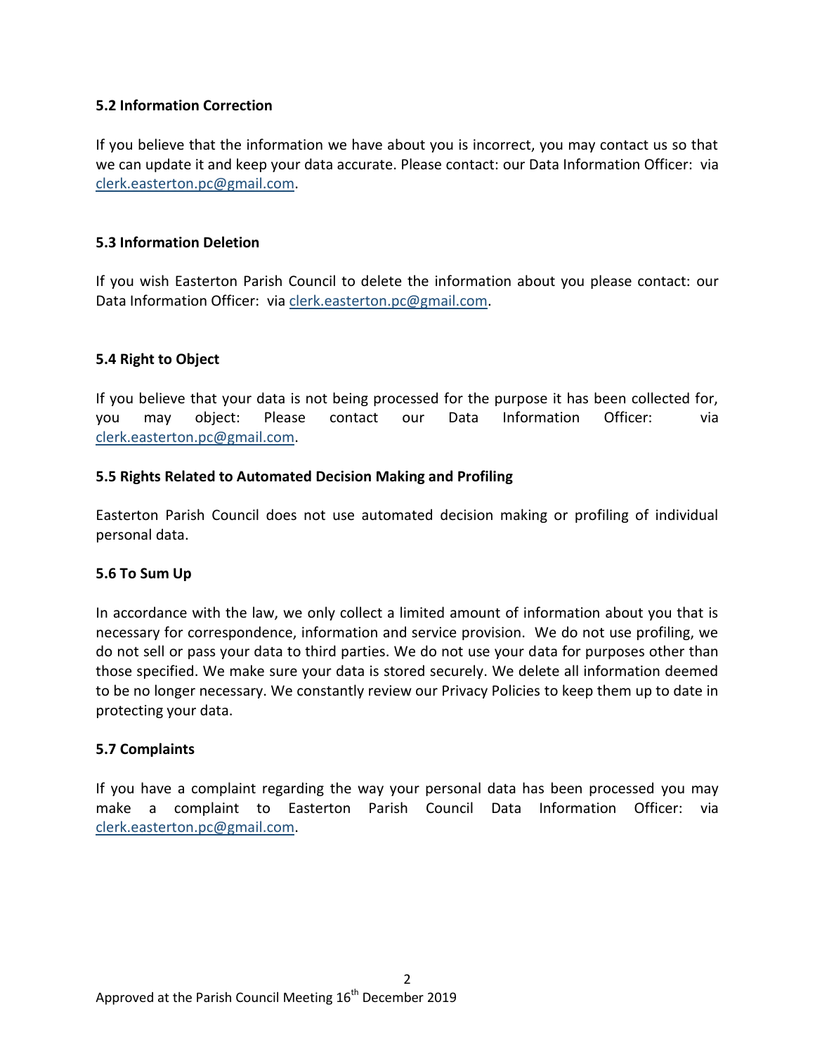**5.2 Information Correction**

If you believe that the information we have about you is incorrect, you may contact us so that we can update it and keep your data accurate. Please contact: our Data Information Officer: via clerk.easterton.pc@gmail.com.

**5.3 Information Deletion**

If you wish Easterton Parish Council to delete the information about you please contact: our Data Information Officer: via clerk.easterton.pc@gmail.com.

**5.4 Right to Object**

If you believe that your data is not being processed for the purpose it has been collected for, you may object: Please contact our Data Information Officer: via clerk.easterton.pc@gmail.com.

**5.5 Rights Related to Automated Decision Making and Profiling**

Easterton Parish Council does not use automated decision making or profiling of individual personal data.

**5.6 To Sum Up**

In accordance with the law, we only collect a limited amount of information about you that is necessary for correspondence, information and service provision. We do not use profiling, we do not sell or pass your data to third parties. We do not use your data for purposes other than those specified. We make sure your data is stored securely. We delete all information deemed to be no longer necessary. We constantly review our Privacy Policies to keep them up to date in protecting your data.

**5.7 Complaints**

If you have a complaint regarding the way your personal data has been processed you may make a complaint to Easterton Parish Council Data Information Officer: via clerk.easterton.pc@gmail.com.

Approved at the Parish Council Meeting 16th December 2019